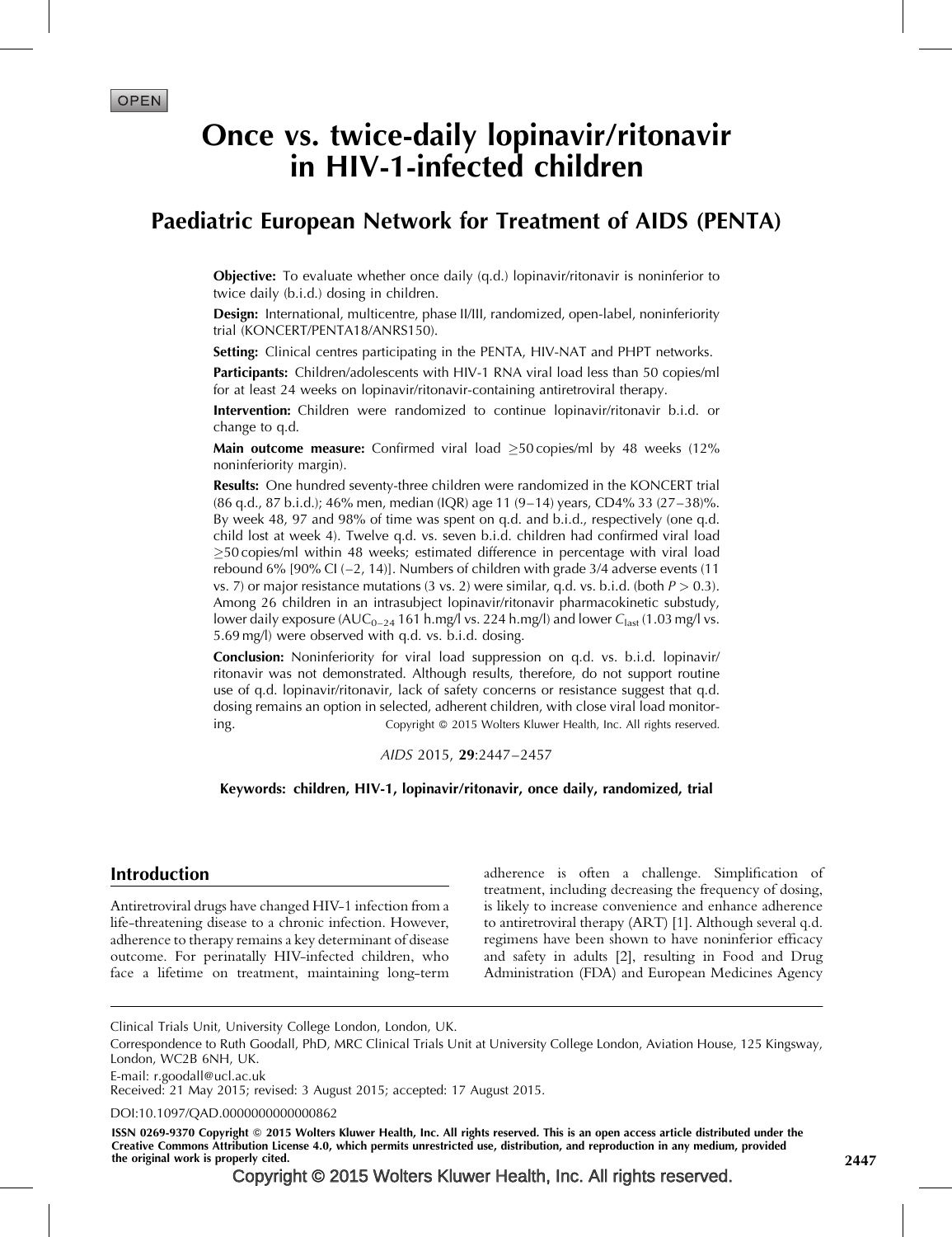OPEN

# Once vs. twice-daily lopinavir/ritonavir in HIV-1-infected children

## Paediatric European Network for Treatment of AIDS (PENTA)

**Objective:** To evaluate whether once daily (q.d.) lopinavir/ritonavir is noninferior to twice daily (b.i.d.) dosing in children.

**Design:** International, multicentre, phase II/III, randomized, open-label, noninferiority trial (KONCERT/PENTA18/ANRS150).

**Setting:** Clinical centres participating in the PENTA, HIV-NAT and PHPT networks.

**Participants:** Children/adolescents with HIV-1 RNA viral load less than 50 copies/ml for at least 24 weeks on lopinavir/ritonavir-containing antiretroviral therapy.

**Intervention:** Children were randomized to continue lopinavir/ritonavir b.i.d. or change to q.d.

**Main outcome measure:** Confirmed viral load $\geq$50 copies/ml by 48 weeks (12% noninferiority margin).

**Results:** One hundred seventy-three children were randomized in the KONCERT trial (86 q.d., 87 b.i.d.); 46% men, median (IQR) age 11 (9–14) years, CD4% 33 (27–38)%. By week 48, 97 and 98% of time was spent on q.d. and b.i.d., respectively (one q.d. child lost at week 4). Twelve q.d. vs. seven b.i.d. children had confirmed viral load $\geq$50 copies/ml within 48 weeks; estimated difference in percentage with viral load rebound 6% [90% CI (−2, 14)]. Numbers of children with grade 3/4 adverse events (11 vs. 7) or major resistance mutations (3 vs. 2) were similar, q.d. vs. b.i.d. (both $P > 0.3$). Among 26 children in an intrasubject lopinavir/ritonavir pharmacokinetic substudy, lower daily exposure ($AUC_{0-24}$ 161 h.mg/l vs. 224 h.mg/l) and lower $C_{last}$ (1.03 mg/l vs. 5.69 mg/l) were observed with q.d. vs. b.i.d. dosing.

**Conclusion:** Noninferiority for viral load suppression on q.d. vs. b.i.d. lopinavir/ritonavir was not demonstrated. Although results, therefore, do not support routine use of q.d. lopinavir/ritonavir, lack of safety concerns or resistance suggest that q.d. dosing remains an option in selected, adherent children, with close viral load monitoring.

Copyright © 2015 Wolters Kluwer Health, Inc. All rights reserved.

*AIDS* 2015, **29**:2447–2457

**Keywords:** children, HIV-1, lopinavir/ritonavir, once daily, randomized, trial

## Introduction

Antiretroviral drugs have changed HIV-1 infection from a life-threatening disease to a chronic infection. However, adherence to therapy remains a key determinant of disease outcome. For perinatally HIV-infected children, who face a lifetime on treatment, maintaining long-term adherence is often a challenge. Simplification of treatment, including decreasing the frequency of dosing, is likely to increase convenience and enhance adherence to antiretroviral therapy (ART) [1]. Although several q.d. regimens have been shown to have noninferior efficacy and safety in adults [2], resulting in Food and Drug Administration (FDA) and European Medicines Agency

Clinical Trials Unit, University College London, London, UK.

Correspondence to Ruth Goodall, PhD, MRC Clinical Trials Unit at University College London, Aviation House, 125 Kingsway, London, WC2B 6NH, UK.

E-mail: r.goodall@ucl.ac.uk

Received: 21 May 2015; revised: 3 August 2015; accepted: 17 August 2015.

DOI:10.1097/QAD.0000000000000862

ISSN 0269-9370 Copyright © 2015 Wolters Kluwer Health, Inc. All rights reserved. This is an open access article distributed under the Creative Commons Attribution License 4.0, which permits unrestricted use, distribution, and reproduction in any medium, provided the original work is properly cited.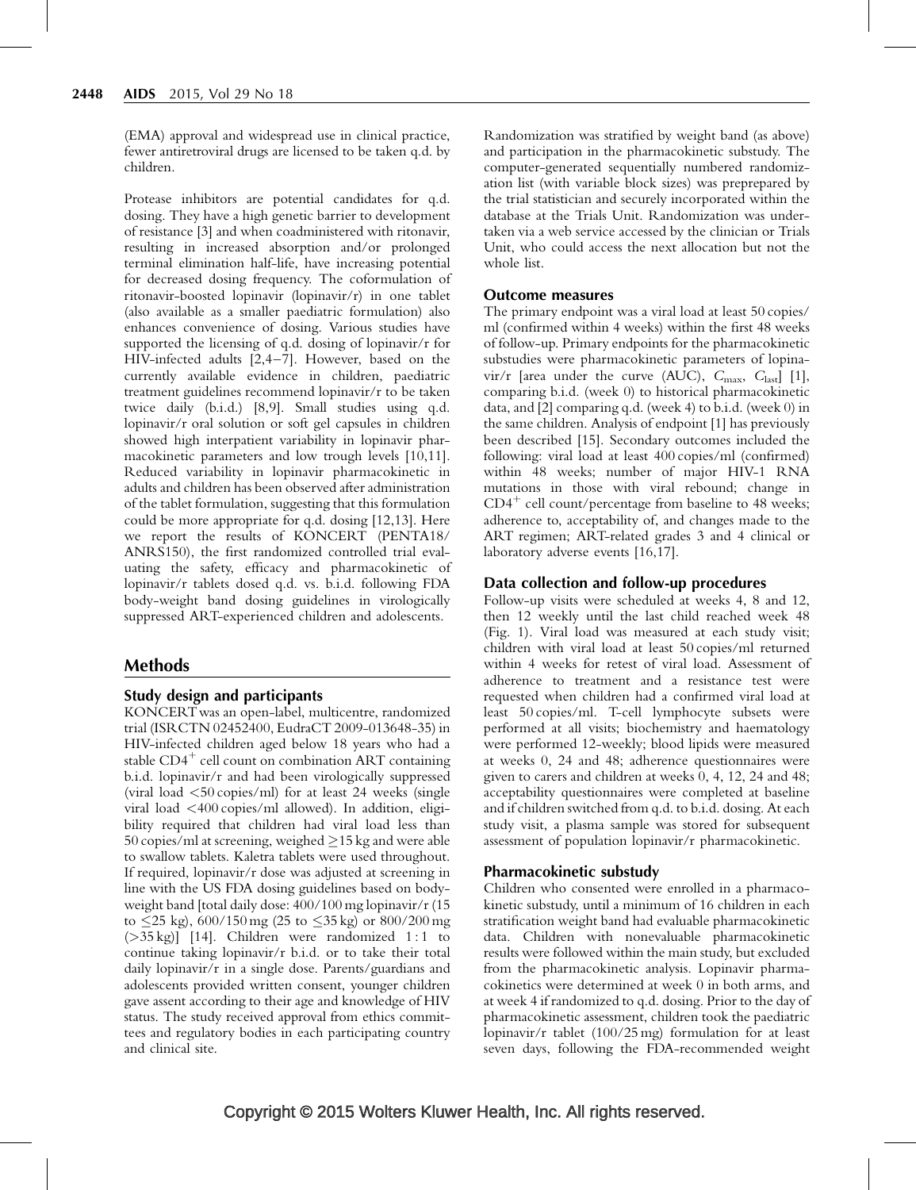(EMA) approval and widespread use in clinical practice, fewer antiretroviral drugs are licensed to be taken q.d. by children.

Protease inhibitors are potential candidates for q.d. dosing. They have a high genetic barrier to development of resistance [3] and when coadministered with ritonavir, resulting in increased absorption and/or prolonged terminal elimination half-life, have increasing potential for decreased dosing frequency. The coformulation of ritonavir-boosted lopinavir (lopinavir/r) in one tablet (also available as a smaller paediatric formulation) also enhances convenience of dosing. Various studies have supported the licensing of q.d. dosing of lopinavir/r for HIV-infected adults [2,4–7]. However, based on the currently available evidence in children, paediatric treatment guidelines recommend lopinavir/r to be taken twice daily (b.i.d.) [8,9]. Small studies using q.d. lopinavir/r oral solution or soft gel capsules in children showed high interpatient variability in lopinavir pharmacokinetic parameters and low trough levels [10,11]. Reduced variability in lopinavir pharmacokinetic in adults and children has been observed after administration of the tablet formulation, suggesting that this formulation could be more appropriate for q.d. dosing [12,13]. Here we report the results of KONCERT (PENTA18/ANRS150), the first randomized controlled trial evaluating the safety, efficacy and pharmacokinetic of lopinavir/r tablets dosed q.d. vs. b.i.d. following FDA body-weight band dosing guidelines in virologically suppressed ART-experienced children and adolescents.

## Methods

### Study design and participants

KONCERT was an open-label, multicentre, randomized trial (ISRCTN 02452400, EudraCT 2009-013648-35) in HIV-infected children aged below 18 years who had a stable $CD4^{+}$ cell count on combination ART containing b.i.d. lopinavir/r and had been virologically suppressed (viral load <50 copies/ml) for at least 24 weeks (single viral load <400 copies/ml allowed). In addition, eligibility required that children had viral load less than 50 copies/ml at screening, weighed ≥15 kg and were able to swallow tablets. Kaletra tablets were used throughout. If required, lopinavir/r dose was adjusted at screening in line with the US FDA dosing guidelines based on body-weight band [total daily dose: 400/100 mg lopinavir/r (15 to ≤25 kg), 600/150 mg (25 to ≤35 kg) or 800/200 mg (>35 kg)] [14]. Children were randomized 1 : 1 to continue taking lopinavir/r b.i.d. or to take their total daily lopinavir/r in a single dose. Parents/guardians and adolescents provided written consent, younger children gave assent according to their age and knowledge of HIV status. The study received approval from ethics committees and regulatory bodies in each participating country and clinical site.

Randomization was stratified by weight band (as above) and participation in the pharmacokinetic substudy. The computer-generated sequentially numbered randomization list (with variable block sizes) was preprepared by the trial statistician and securely incorporated within the database at the Trials Unit. Randomization was undertaken via a web service accessed by the clinician or Trials Unit, who could access the next allocation but not the whole list.

### Outcome measures

The primary endpoint was a viral load at least 50 copies/ml (confirmed within 4 weeks) within the first 48 weeks of follow-up. Primary endpoints for the pharmacokinetic substudies were pharmacokinetic parameters of lopinavir/r [area under the curve (AUC), $C_{max}$, $C_{last}$] [1], comparing b.i.d. (week 0) to historical pharmacokinetic data, and [2] comparing q.d. (week 4) to b.i.d. (week 0) in the same children. Analysis of endpoint [1] has previously been described [15]. Secondary outcomes included the following: viral load at least 400 copies/ml (confirmed) within 48 weeks; number of major HIV-1 RNA mutations in those with viral rebound; change in $CD4^{+}$ cell count/percentage from baseline to 48 weeks; adherence to, acceptability of, and changes made to the ART regimen; ART-related grades 3 and 4 clinical or laboratory adverse events [16,17].

### Data collection and follow-up procedures

Follow-up visits were scheduled at weeks 4, 8 and 12, then 12 weekly until the last child reached week 48 (Fig. 1). Viral load was measured at each study visit; children with viral load at least 50 copies/ml returned within 4 weeks for retest of viral load. Assessment of adherence to treatment and a resistance test were requested when children had a confirmed viral load at least 50 copies/ml. T-cell lymphocyte subsets were performed at all visits; biochemistry and haematology were performed 12-weekly; blood lipids were measured at weeks 0, 24 and 48; adherence questionnaires were given to carers and children at weeks 0, 4, 12, 24 and 48; acceptability questionnaires were completed at baseline and if children switched from q.d. to b.i.d. dosing. At each study visit, a plasma sample was stored for subsequent assessment of population lopinavir/r pharmacokinetic.

### Pharmacokinetic substudy

Children who consented were enrolled in a pharmacokinetic substudy, until a minimum of 16 children in each stratification weight band had evaluable pharmacokinetic data. Children with nonevaluable pharmacokinetic results were followed within the main study, but excluded from the pharmacokinetic analysis. Lopinavir pharmacokinetics were determined at week 0 in both arms, and at week 4 if randomized to q.d. dosing. Prior to the day of pharmacokinetic assessment, children took the paediatric lopinavir/r tablet (100/25 mg) formulation for at least seven days, following the FDA-recommended weight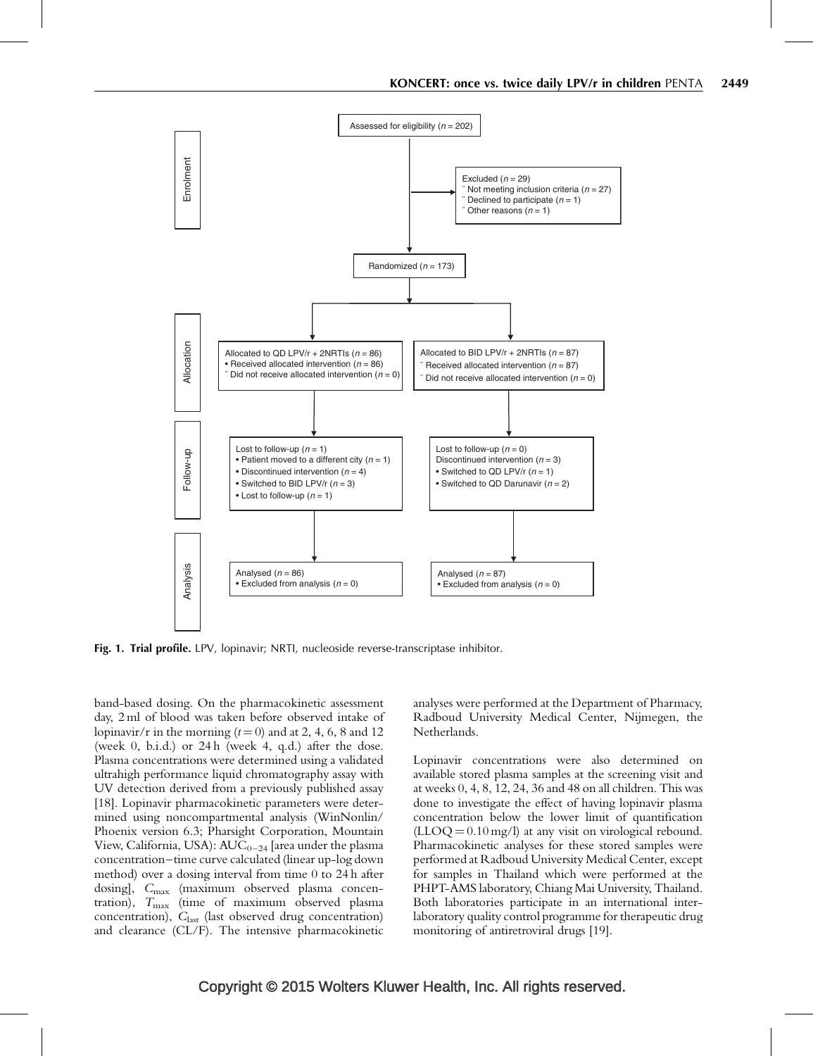Assessed for eligibility ($n = 202$)

Excluded ($n = 29$)
- Not meeting inclusion criteria ($n = 27$)
- Declined to participate ($n = 1$)
- Other reasons ($n = 1$)

Randomized ($n = 173$)

**Enrolment / Allocation / Follow-up / Analysis**

| | QD arm | BID arm |
|---|---|---|
| Allocation | Allocated to QD LPV/r + 2NRTIs ($n = 86$)<br>• Received allocated intervention ($n = 86$)<br>• Did not receive allocated intervention ($n = 0$) | Allocated to BID LPV/r + 2NRTIs ($n = 87$)<br>• Received allocated intervention ($n = 87$)<br>• Did not receive allocated intervention ($n = 0$) |
| Follow-up | Lost to follow-up ($n = 1$)<br>• Patient moved to a different city ($n = 1$)<br>• Discontinued intervention ($n = 4$)<br>• Switched to BID LPV/r ($n = 3$)<br>• Lost to follow-up ($n = 1$) | Lost to follow-up ($n = 0$)<br>Discontinued intervention ($n = 3$)<br>• Switched to QD LPV/r ($n = 1$)<br>• Switched to QD Darunavir ($n = 2$) |
| Analysis | Analysed ($n = 86$)<br>• Excluded from analysis ($n = 0$) | Analysed ($n = 87$)<br>• Excluded from analysis ($n = 0$) |

**Fig. 1. Trial profile.** LPV, lopinavir; NRTI, nucleoside reverse-transcriptase inhibitor.

band-based dosing. On the pharmacokinetic assessment day, 2 ml of blood was taken before observed intake of lopinavir/r in the morning ($t = 0$) and at 2, 4, 6, 8 and 12 (week 0, b.i.d.) or 24 h (week 4, q.d.) after the dose. Plasma concentrations were determined using a validated ultrahigh performance liquid chromatography assay with UV detection derived from a previously published assay [18]. Lopinavir pharmacokinetic parameters were determined using noncompartmental analysis (WinNonlin/Phoenix version 6.3; Pharsight Corporation, Mountain View, California, USA): $AUC_{0-24}$ [area under the plasma concentration–time curve calculated (linear up-log down method) over a dosing interval from time 0 to 24 h after dosing], $C_{max}$ (maximum observed plasma concentration), $T_{max}$ (time of maximum observed plasma concentration), $C_{last}$ (last observed drug concentration) and clearance (CL/F). The intensive pharmacokinetic analyses were performed at the Department of Pharmacy, Radboud University Medical Center, Nijmegen, the Netherlands.

Lopinavir concentrations were also determined on available stored plasma samples at the screening visit and at weeks 0, 4, 8, 12, 24, 36 and 48 on all children. This was done to investigate the effect of having lopinavir plasma concentration below the lower limit of quantification (LLOQ = 0.10 mg/l) at any visit on virological rebound. Pharmacokinetic analyses for these stored samples were performed at Radboud University Medical Center, except for samples in Thailand which were performed at the PHPT-AMS laboratory, Chiang Mai University, Thailand. Both laboratories participate in an international inter-laboratory quality control programme for therapeutic drug monitoring of antiretroviral drugs [19].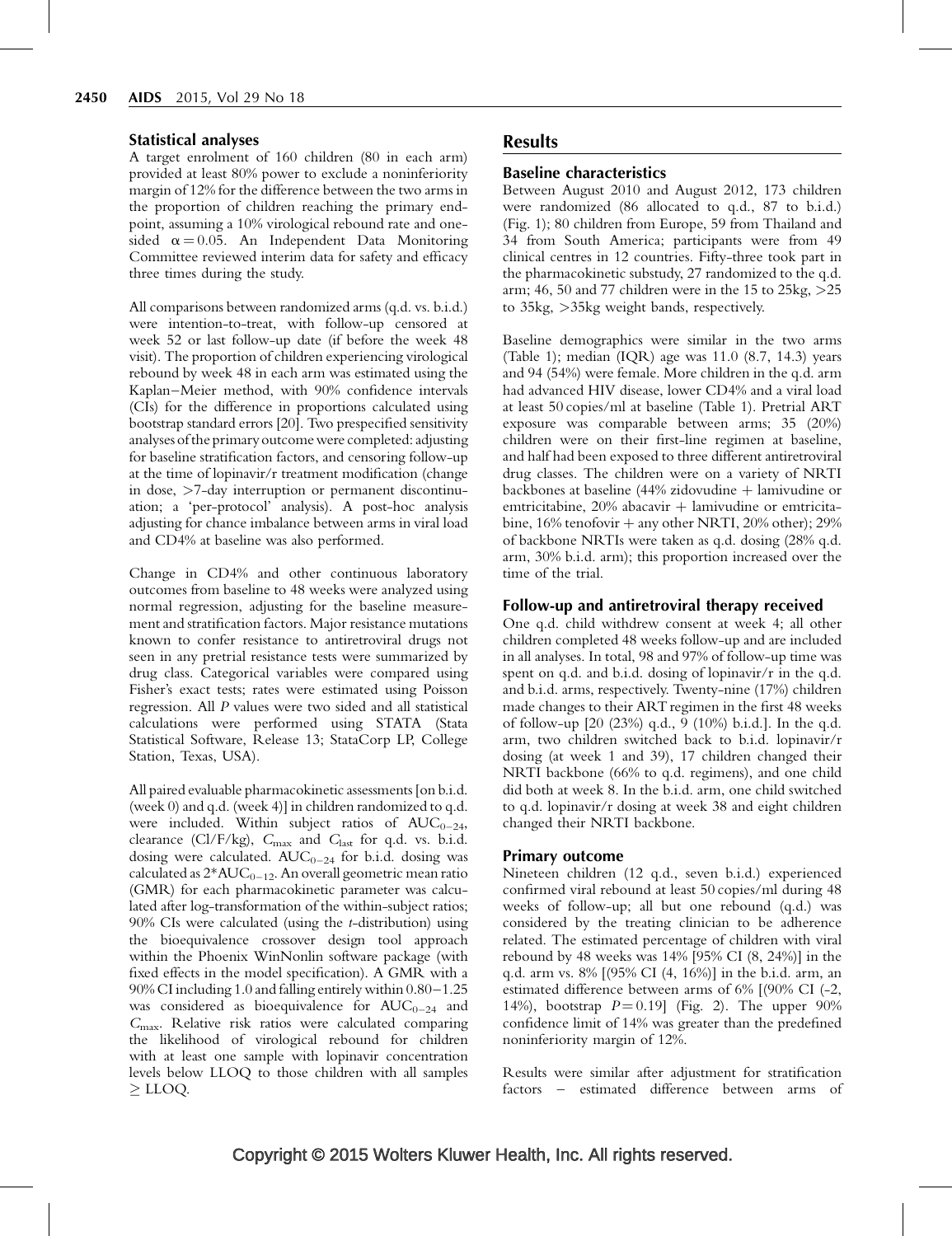### Statistical analyses

A target enrolment of 160 children (80 in each arm) provided at least 80% power to exclude a noninferiority margin of 12% for the difference between the two arms in the proportion of children reaching the primary endpoint, assuming a 10% virological rebound rate and one-sided $\alpha = 0.05$. An Independent Data Monitoring Committee reviewed interim data for safety and efficacy three times during the study.

All comparisons between randomized arms (q.d. vs. b.i.d.) were intention-to-treat, with follow-up censored at week 52 or last follow-up date (if before the week 48 visit). The proportion of children experiencing virological rebound by week 48 in each arm was estimated using the Kaplan–Meier method, with 90% confidence intervals (CIs) for the difference in proportions calculated using bootstrap standard errors [20]. Two prespecified sensitivity analyses of the primary outcome were completed: adjusting for baseline stratification factors, and censoring follow-up at the time of lopinavir/r treatment modification (change in dose, >7-day interruption or permanent discontinuation; a 'per-protocol' analysis). A post-hoc analysis adjusting for chance imbalance between arms in viral load and CD4% at baseline was also performed.

Change in CD4% and other continuous laboratory outcomes from baseline to 48 weeks were analyzed using normal regression, adjusting for the baseline measurement and stratification factors. Major resistance mutations known to confer resistance to antiretroviral drugs not seen in any pretrial resistance tests were summarized by drug class. Categorical variables were compared using Fisher's exact tests; rates were estimated using Poisson regression. All $P$ values were two sided and all statistical calculations were performed using STATA (Stata Statistical Software, Release 13; StataCorp LP, College Station, Texas, USA).

All paired evaluable pharmacokinetic assessments [on b.i.d. (week 0) and q.d. (week 4)] in children randomized to q.d. were included. Within subject ratios of $AUC_{0-24}$, clearance (Cl/F/kg), $C_{max}$ and $C_{last}$ for q.d. vs. b.i.d. dosing were calculated. $AUC_{0-24}$ for b.i.d. dosing was calculated as $2*AUC_{0-12}$. An overall geometric mean ratio (GMR) for each pharmacokinetic parameter was calculated after log-transformation of the within-subject ratios; 90% CIs were calculated (using the $t$-distribution) using the bioequivalence crossover design tool approach within the Phoenix WinNonlin software package (with fixed effects in the model specification). A GMR with a 90% CI including 1.0 and falling entirely within 0.80–1.25 was considered as bioequivalence for $AUC_{0-24}$ and $C_{max}$. Relative risk ratios were calculated comparing the likelihood of virological rebound for children with at least one sample with lopinavir concentration levels below LLOQ to those children with all samples $\geq$ LLOQ.

## Results

### Baseline characteristics

Between August 2010 and August 2012, 173 children were randomized (86 allocated to q.d., 87 to b.i.d.) (Fig. 1); 80 children from Europe, 59 from Thailand and 34 from South America; participants were from 49 clinical centres in 12 countries. Fifty-three took part in the pharmacokinetic substudy, 27 randomized to the q.d. arm; 46, 50 and 77 children were in the 15 to 25kg, >25 to 35kg, >35kg weight bands, respectively.

Baseline demographics were similar in the two arms (Table 1); median (IQR) age was 11.0 (8.7, 14.3) years and 94 (54%) were female. More children in the q.d. arm had advanced HIV disease, lower CD4% and a viral load at least 50 copies/ml at baseline (Table 1). Pretrial ART exposure was comparable between arms; 35 (20%) children were on their first-line regimen at baseline, and half had been exposed to three different antiretroviral drug classes. The children were on a variety of NRTI backbones at baseline (44% zidovudine + lamivudine or emtricitabine, 20% abacavir + lamivudine or emtricitabine, 16% tenofovir + any other NRTI, 20% other); 29% of backbone NRTIs were taken as q.d. dosing (28% q.d. arm, 30% b.i.d. arm); this proportion increased over the time of the trial.

### Follow-up and antiretroviral therapy received

One q.d. child withdrew consent at week 4; all other children completed 48 weeks follow-up and are included in all analyses. In total, 98 and 97% of follow-up time was spent on q.d. and b.i.d. dosing of lopinavir/r in the q.d. and b.i.d. arms, respectively. Twenty-nine (17%) children made changes to their ART regimen in the first 48 weeks of follow-up [20 (23%) q.d., 9 (10%) b.i.d.]. In the q.d. arm, two children switched back to b.i.d. lopinavir/r dosing (at week 1 and 39), 17 children changed their NRTI backbone (66% to q.d. regimens), and one child did both at week 8. In the b.i.d. arm, one child switched to q.d. lopinavir/r dosing at week 38 and eight children changed their NRTI backbone.

### Primary outcome

Nineteen children (12 q.d., seven b.i.d.) experienced confirmed viral rebound at least 50 copies/ml during 48 weeks of follow-up; all but one rebound (q.d.) was considered by the treating clinician to be adherence related. The estimated percentage of children with viral rebound by 48 weeks was 14% [95% CI (8, 24%)] in the q.d. arm vs. 8% [(95% CI (4, 16%)] in the b.i.d. arm, an estimated difference between arms of 6% [(90% CI (-2, 14%), bootstrap $P = 0.19$] (Fig. 2). The upper 90% confidence limit of 14% was greater than the predefined noninferiority margin of 12%.

Results were similar after adjustment for stratification factors – estimated difference between arms of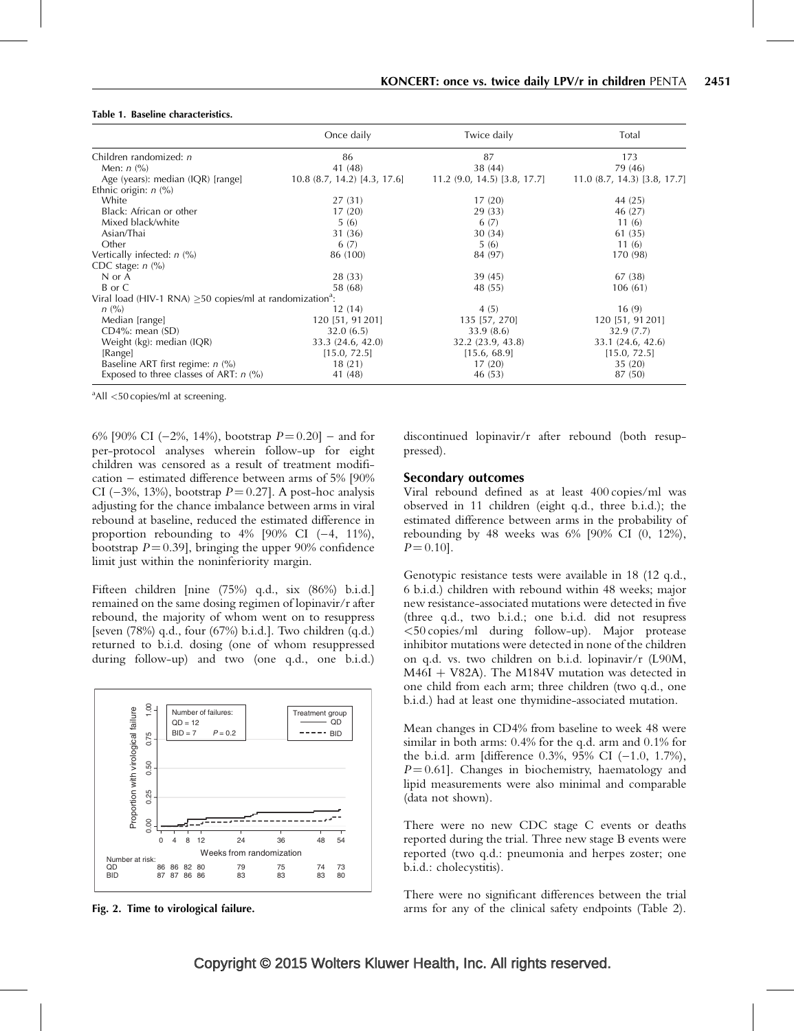**Table 1. Baseline characteristics.**

| | Once daily | Twice daily | Total |
|---|---|---|---|
| Children randomized: *n* | 86 | 87 | 173 |
| Men: *n* (%) | 41 (48) | 38 (44) | 79 (46) |
| Age (years): median (IQR) [range] | 10.8 (8.7, 14.2) [4.3, 17.6] | 11.2 (9.0, 14.5) [3.8, 17.7] | 11.0 (8.7, 14.3) [3.8, 17.7] |
| Ethnic origin: *n* (%) | | | |
| White | 27 (31) | 17 (20) | 44 (25) |
| Black: African or other | 17 (20) | 29 (33) | 46 (27) |
| Mixed black/white | 5 (6) | 6 (7) | 11 (6) |
| Asian/Thai | 31 (36) | 30 (34) | 61 (35) |
| Other | 6 (7) | 5 (6) | 11 (6) |
| Vertically infected: *n* (%) | 86 (100) | 84 (97) | 170 (98) |
| CDC stage: *n* (%) | | | |
| N or A | 28 (33) | 39 (45) | 67 (38) |
| B or C | 58 (68) | 48 (55) | 106 (61) |
| Viral load (HIV-1 RNA) ≥50 copies/ml at randomization[a]: | | | |
| *n* (%) | 12 (14) | 4 (5) | 16 (9) |
| Median [range] | 120 [51, 91 201] | 135 [57, 270] | 120 [51, 91 201] |
| CD4%: mean (SD) | 32.0 (6.5) | 33.9 (8.6) | 32.9 (7.7) |
| Weight (kg): median (IQR) | 33.3 (24.6, 42.0) | 32.2 (23.9, 43.8) | 33.1 (24.6, 42.6) |
| [Range] | [15.0, 72.5] | [15.6, 68.9] | [15.0, 72.5] |
| Baseline ART first regime: *n* (%) | 18 (21) | 17 (20) | 35 (20) |
| Exposed to three classes of ART: *n* (%) | 41 (48) | 46 (53) | 87 (50) |

[a]All <50 copies/ml at screening.

6% [90% CI (−2%, 14%), bootstrap $P = 0.20$] – and for per-protocol analyses wherein follow-up for eight children was censored as a result of treatment modification – estimated difference between arms of 5% [90% CI (−3%, 13%), bootstrap $P = 0.27$]. A post-hoc analysis adjusting for the chance imbalance between arms in viral rebound at baseline, reduced the estimated difference in proportion rebounding to 4% [90% CI (−4, 11%), bootstrap $P = 0.39$], bringing the upper 90% confidence limit just within the noninferiority margin.

Fifteen children [nine (75%) q.d., six (86%) b.i.d.] remained on the same dosing regimen of lopinavir/r after rebound, the majority of whom went on to resuppress [seven (78%) q.d., four (67%) b.i.d.]. Two children (q.d.) returned to b.i.d. dosing (one of whom resuppressed during follow-up) and two (one q.d., one b.i.d.) discontinued lopinavir/r after rebound (both resuppressed).

Fig. 2. Time to virological failure.

## Secondary outcomes

Viral rebound defined as at least 400 copies/ml was observed in 11 children (eight q.d., three b.i.d.); the estimated difference between arms in the probability of rebounding by 48 weeks was 6% [90% CI (0, 12%), $P = 0.10$].

Genotypic resistance tests were available in 18 (12 q.d., 6 b.i.d.) children with rebound within 48 weeks; major new resistance-associated mutations were detected in five (three q.d., two b.i.d.; one b.i.d. did not resuppress <50 copies/ml during follow-up). Major protease inhibitor mutations were detected in none of the children on q.d. vs. two children on b.i.d. lopinavir/r (L90M, M46I + V82A). The M184V mutation was detected in one child from each arm; three children (two q.d., one b.i.d.) had at least one thymidine-associated mutation.

Mean changes in CD4% from baseline to week 48 were similar in both arms: 0.4% for the q.d. arm and 0.1% for the b.i.d. arm [difference 0.3%, 95% CI (−1.0, 1.7%), $P = 0.61$]. Changes in biochemistry, haematology and lipid measurements were also minimal and comparable (data not shown).

There were no new CDC stage C events or deaths reported during the trial. Three new stage B events were reported (two q.d.: pneumonia and herpes zoster; one b.i.d.: cholecystitis).

There were no significant differences between the trial arms for any of the clinical safety endpoints (Table 2).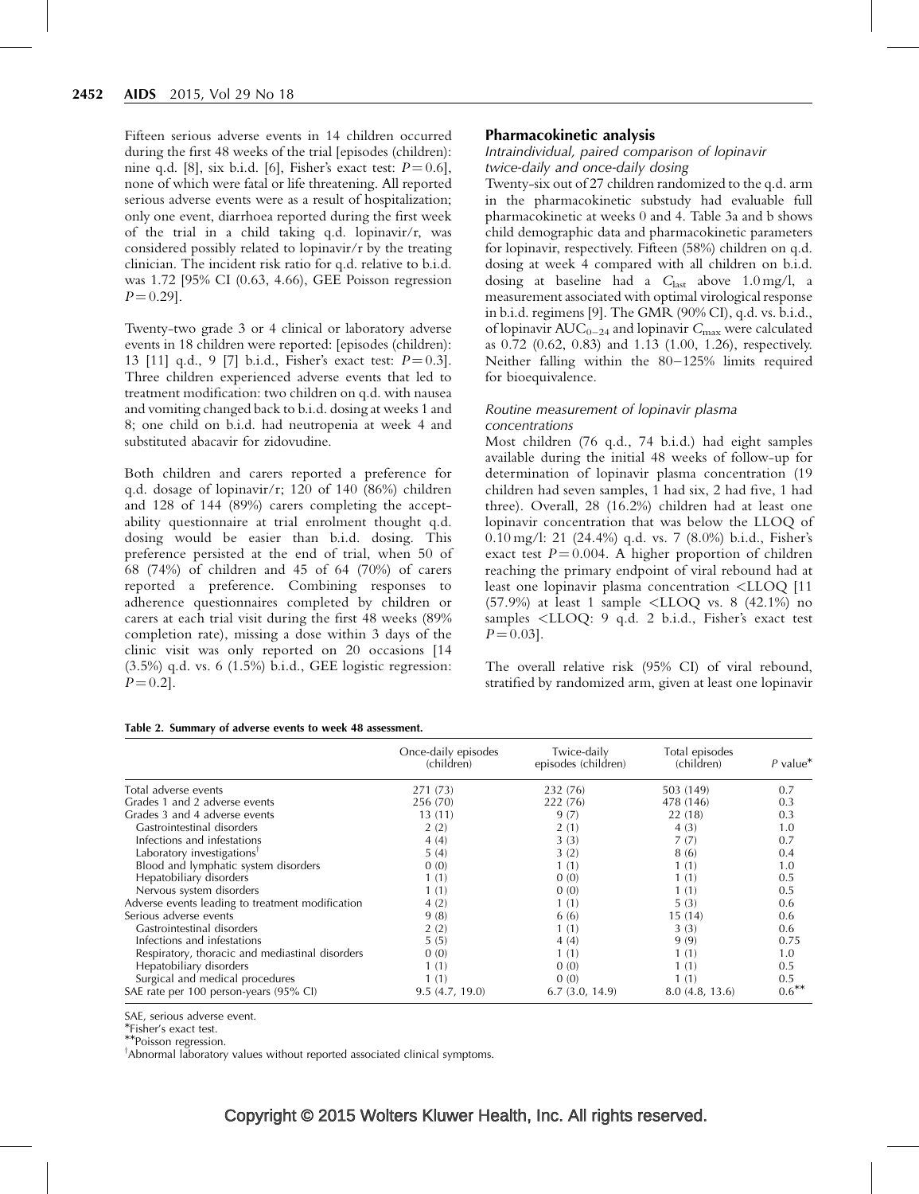Fifteen serious adverse events in 14 children occurred during the first 48 weeks of the trial [episodes (children): nine q.d. [8], six b.i.d. [6], Fisher's exact test: $P = 0.6$], none of which were fatal or life threatening. All reported serious adverse events were as a result of hospitalization; only one event, diarrhoea reported during the first week of the trial in a child taking q.d. lopinavir/r, was considered possibly related to lopinavir/r by the treating clinician. The incident risk ratio for q.d. relative to b.i.d. was 1.72 [95% CI (0.63, 4.66), GEE Poisson regression $P = 0.29$].

Twenty-two grade 3 or 4 clinical or laboratory adverse events in 18 children were reported: [episodes (children): 13 [11] q.d., 9 [7] b.i.d., Fisher's exact test: $P = 0.3$]. Three children experienced adverse events that led to treatment modification: two children on q.d. with nausea and vomiting changed back to b.i.d. dosing at weeks 1 and 8; one child on b.i.d. had neutropenia at week 4 and substituted abacavir for zidovudine.

Both children and carers reported a preference for q.d. dosage of lopinavir/r; 120 of 140 (86%) children and 128 of 144 (89%) carers completing the acceptability questionnaire at trial enrolment thought q.d. dosing would be easier than b.i.d. dosing. This preference persisted at the end of trial, when 50 of 68 (74%) of children and 45 of 64 (70%) of carers reported a preference. Combining responses to adherence questionnaires completed by children or carers at each trial visit during the first 48 weeks (89% completion rate), missing a dose within 3 days of the clinic visit was only reported on 20 occasions [14 (3.5%) q.d. vs. 6 (1.5%) b.i.d., GEE logistic regression: $P = 0.2$].

## Pharmacokinetic analysis

### *Intraindividual, paired comparison of lopinavir twice-daily and once-daily dosing*

Twenty-six out of 27 children randomized to the q.d. arm in the pharmacokinetic substudy had evaluable full pharmacokinetic at weeks 0 and 4. Table 3a and b shows child demographic data and pharmacokinetic parameters for lopinavir, respectively. Fifteen (58%) children on q.d. dosing at week 4 compared with all children on b.i.d. dosing at baseline had a $C_{last}$ above 1.0 mg/l, a measurement associated with optimal virological response in b.i.d. regimens [9]. The GMR (90% CI), q.d. vs. b.i.d., of lopinavir $AUC_{0-24}$ and lopinavir $C_{max}$ were calculated as 0.72 (0.62, 0.83) and 1.13 (1.00, 1.26), respectively. Neither falling within the 80–125% limits required for bioequivalence.

### *Routine measurement of lopinavir plasma concentrations*

Most children (76 q.d., 74 b.i.d.) had eight samples available during the initial 48 weeks of follow-up for determination of lopinavir plasma concentration (19 children had seven samples, 1 had six, 2 had five, 1 had three). Overall, 28 (16.2%) children had at least one lopinavir concentration that was below the LLOQ of 0.10 mg/l: 21 (24.4%) q.d. vs. 7 (8.0%) b.i.d., Fisher's exact test $P = 0.004$. A higher proportion of children reaching the primary endpoint of viral rebound had at least one lopinavir plasma concentration <LLOQ [11 (57.9%) at least 1 sample <LLOQ vs. 8 (42.1%) no samples <LLOQ: 9 q.d. 2 b.i.d., Fisher's exact test $P = 0.03$].

The overall relative risk (95% CI) of viral rebound, stratified by randomized arm, given at least one lopinavir

**Table 2. Summary of adverse events to week 48 assessment.**

| | Once-daily episodes (children) | Twice-daily episodes (children) | Total episodes (children) | *P* value* |
|---|---|---|---|---|
| Total adverse events | 271 (73) | 232 (76) | 503 (149) | 0.7 |
| Grades 1 and 2 adverse events | 256 (70) | 222 (76) | 478 (146) | 0.3 |
| Grades 3 and 4 adverse events | 13 (11) | 9 (7) | 22 (18) | 0.3 |
| Gastrointestinal disorders | 2 (2) | 2 (1) | 4 (3) | 1.0 |
| Infections and infestations | 4 (4) | 3 (3) | 7 (7) | 0.7 |
| Laboratory investigations[†] | 5 (4) | 3 (2) | 8 (6) | 0.4 |
| Blood and lymphatic system disorders | 0 (0) | 1 (1) | 1 (1) | 1.0 |
| Hepatobiliary disorders | 1 (1) | 0 (0) | 1 (1) | 0.5 |
| Nervous system disorders | 1 (1) | 0 (0) | 1 (1) | 0.5 |
| Adverse events leading to treatment modification | 4 (2) | 1 (1) | 5 (3) | 0.6 |
| Serious adverse events | 9 (8) | 6 (6) | 15 (14) | 0.6 |
| Gastrointestinal disorders | 2 (2) | 1 (1) | 3 (3) | 0.6 |
| Infections and infestations | 5 (5) | 4 (4) | 9 (9) | 0.75 |
| Respiratory, thoracic and mediastinal disorders | 0 (0) | 1 (1) | 1 (1) | 1.0 |
| Hepatobiliary disorders | 1 (1) | 0 (0) | 1 (1) | 0.5 |
| Surgical and medical procedures | 1 (1) | 0 (0) | 1 (1) | 0.5 |
| SAE rate per 100 person-years (95% CI) | 9.5 (4.7, 19.0) | 6.7 (3.0, 14.9) | 8.0 (4.8, 13.6) | 0.6** |

SAE, serious adverse event.
*Fisher's exact test.
**Poisson regression.
[†]Abnormal laboratory values without reported associated clinical symptoms.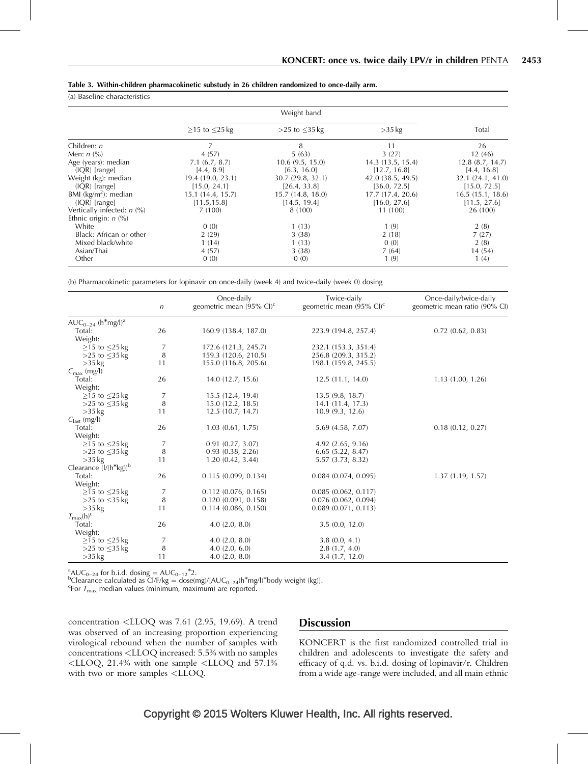**Table 3. Within-children pharmacokinetic substudy in 26 children randomized to once-daily arm.**

(a) Baseline characteristics

| | Weight band | | | Total |
|---|---|---|---|---|
| | ≥15 to ≤25 kg | >25 to ≤35 kg | >35 kg | |
| Children: *n* | 7 | 8 | 11 | 26 |
| Men: *n* (%) | 4 (57) | 5 (63) | 3 (27) | 12 (46) |
| Age (years): median | 7.1 (6.7, 8.7) | 10.6 (9.5, 15.0) | 14.3 (13.5, 15.4) | 12.8 (8.7, 14.7) |
| (IQR) [range] | [4.4, 8.9] | [6.3, 16.0] | [12.7, 16.8] | [4.4, 16.8] |
| Weight (kg): median | 19.4 (19.0, 23.1) | 30.7 (29.8, 32.1) | 42.0 (38.5, 49.5) | 32.1 (24.1, 41.0) |
| (IQR) [range] | [15.0, 24.1] | [26.4, 33.8] | [36.0, 72.5] | [15.0, 72.5] |
| BMI (kg/m$^2$): median | 15.1 (14.4, 15.7) | 15.7 (14.8, 18.0) | 17.7 (17.4, 20.6) | 16.5 (15.1, 18.6) |
| (IQR) [range] | [11.5,15.8] | [14.5, 19.4] | [16.0, 27.6] | [11.5, 27.6] |
| Vertically infected: *n* (%) | 7 (100) | 8 (100) | 11 (100) | 26 (100) |
| Ethnic origin: *n* (%) | | | | |
| White | 0 (0) | 1 (13) | 1 (9) | 2 (8) |
| Black: African or other | 2 (29) | 3 (38) | 2 (18) | 7 (27) |
| Mixed black/white | 1 (14) | 1 (13) | 0 (0) | 2 (8) |
| Asian/Thai | 4 (57) | 3 (38) | 7 (64) | 14 (54) |
| Other | 0 (0) | 0 (0) | 1 (9) | 1 (4) |

(b) Pharmacokinetic parameters for lopinavir on once-daily (week 4) and twice-daily (week 0) dosing

| | *n* | Once-daily geometric mean (95% CI)[c] | Twice-daily geometric mean (95% CI)[c] | Once-daily/twice-daily geometric mean ratio (90% CI) |
|---|---|---|---|---|
| $AUC_{0-24}$ (h*mg/l)[a] | | | | |
| Total: | 26 | 160.9 (138.4, 187.0) | 223.9 (194.8, 257.4) | 0.72 (0.62, 0.83) |
| Weight: | | | | |
| ≥15 to ≤25 kg | 7 | 172.6 (121.3, 245.7) | 232.1 (153.3, 351.4) | |
| >25 to ≤35 kg | 8 | 159.3 (120.6, 210.5) | 256.8 (209.3, 315.2) | |
| >35 kg | 11 | 155.0 (116.8, 205.6) | 198.1 (159.8, 245.5) | |
| $C_{max}$ (mg/l) | | | | |
| Total: | 26 | 14.0 (12.7, 15.6) | 12.5 (11.1, 14.0) | 1.13 (1.00, 1.26) |
| Weight: | | | | |
| ≥15 to ≤25 kg | 7 | 15.5 (12.4, 19.4) | 13.5 (9.8, 18.7) | |
| >25 to ≤35 kg | 8 | 15.0 (12.2, 18.5) | 14.1 (11.4, 17.3) | |
| >35 kg | 11 | 12.5 (10.7, 14.7) | 10.9 (9.3, 12.6) | |
| $C_{last}$ (mg/l) | | | | |
| Total: | 26 | 1.03 (0.61, 1.75) | 5.69 (4.58, 7.07) | 0.18 (0.12, 0.27) |
| Weight: | | | | |
| ≥15 to ≤25 kg | 7 | 0.91 (0.27, 3.07) | 4.92 (2.65, 9.16) | |
| >25 to ≤35 kg | 8 | 0.93 (0.38, 2.26) | 6.65 (5.22, 8.47) | |
| >35 kg | 11 | 1.20 (0.42, 3.44) | 5.57 (3.73, 8.32) | |
| Clearance (l/(h*kg))[b] | | | | |
| Total: | 26 | 0.115 (0.099, 0.134) | 0.084 (0.074, 0.095) | 1.37 (1.19, 1.57) |
| Weight: | | | | |
| ≥15 to ≤25 kg | 7 | 0.112 (0.076, 0.165) | 0.085 (0.062, 0.117) | |
| >25 to ≤35 kg | 8 | 0.120 (0.091, 0.158) | 0.076 (0.062, 0.094) | |
| >35 kg | 11 | 0.114 (0.086, 0.150) | 0.089 (0.071, 0.113) | |
| $T_{max}$(h)[c] | | | | |
| Total: | 26 | 4.0 (2.0, 8.0) | 3.5 (0.0, 12.0) | |
| Weight: | | | | |
| ≥15 to ≤25 kg | 7 | 4.0 (2.0, 8.0) | 3.8 (0.0, 4.1) | |
| >25 to ≤35 kg | 8 | 4.0 (2.0, 6.0) | 2.8 (1.7, 4.0) | |
| >35 kg | 11 | 4.0 (2.0, 8.0) | 3.4 (1.7, 12.0) | |

[a] $AUC_{0-24}$ for b.i.d. dosing = $AUC_{0-12}$*2.
[b] Clearance calculated as Cl/F/kg = dose(mg)/[$AUC_{0-24}$(h*mg/l)*body weight (kg)].
[c] For $T_{max}$ median values (minimum, maximum) are reported.

concentration <LLOQ was 7.61 (2.95, 19.69). A trend was observed of an increasing proportion experiencing virological rebound when the number of samples with concentrations <LLOQ increased: 5.5% with no samples <LLOQ, 21.4% with one sample <LLOQ and 57.1% with two or more samples <LLOQ.

## Discussion

KONCERT is the first randomized controlled trial in children and adolescents to investigate the safety and efficacy of q.d. vs. b.i.d. dosing of lopinavir/r. Children from a wide age-range were included, and all main ethnic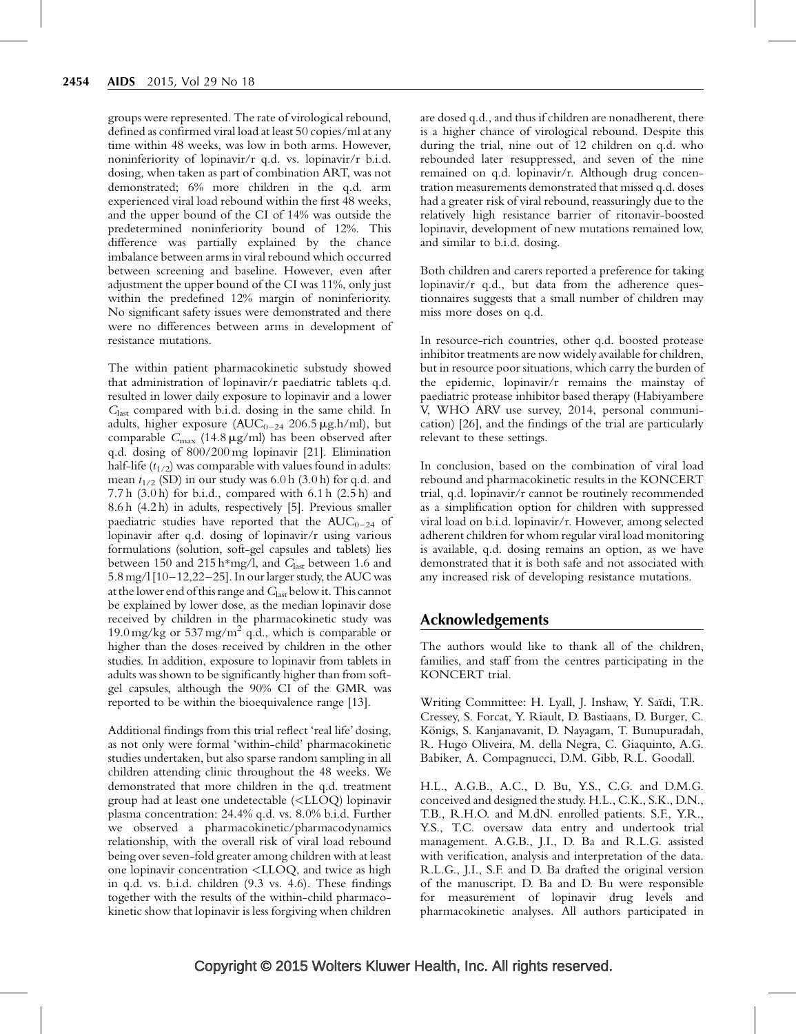groups were represented. The rate of virological rebound, defined as confirmed viral load at least 50 copies/ml at any time within 48 weeks, was low in both arms. However, noninferiority of lopinavir/r q.d. vs. lopinavir/r b.i.d. dosing, when taken as part of combination ART, was not demonstrated; 6% more children in the q.d. arm experienced viral load rebound within the first 48 weeks, and the upper bound of the CI of 14% was outside the predetermined noninferiority bound of 12%. This difference was partially explained by the chance imbalance between arms in viral rebound which occurred between screening and baseline. However, even after adjustment the upper bound of the CI was 11%, only just within the predefined 12% margin of noninferiority. No significant safety issues were demonstrated and there were no differences between arms in development of resistance mutations.

The within patient pharmacokinetic substudy showed that administration of lopinavir/r paediatric tablets q.d. resulted in lower daily exposure to lopinavir and a lower $C_{last}$ compared with b.i.d. dosing in the same child. In adults, higher exposure ($AUC_{0-24}$ 206.5 μg.h/ml), but comparable $C_{max}$ (14.8 μg/ml) has been observed after q.d. dosing of 800/200 mg lopinavir [21]. Elimination half-life ($t_{1/2}$) was comparable with values found in adults: mean $t_{1/2}$ (SD) in our study was 6.0 h (3.0 h) for q.d. and 7.7 h (3.0 h) for b.i.d., compared with 6.1 h (2.5 h) and 8.6 h (4.2 h) in adults, respectively [5]. Previous smaller paediatric studies have reported that the $AUC_{0-24}$ of lopinavir after q.d. dosing of lopinavir/r using various formulations (solution, soft-gel capsules and tablets) lies between 150 and 215 h*mg/l, and $C_{last}$ between 1.6 and 5.8 mg/l [10–12,22–25]. In our larger study, the AUC was at the lower end of this range and $C_{last}$ below it. This cannot be explained by lower dose, as the median lopinavir dose received by children in the pharmacokinetic study was 19.0 mg/kg or 537 mg/m$^2$ q.d., which is comparable or higher than the doses received by children in the other studies. In addition, exposure to lopinavir from tablets in adults was shown to be significantly higher than from soft-gel capsules, although the 90% CI of the GMR was reported to be within the bioequivalence range [13].

Additional findings from this trial reflect 'real life' dosing, as not only were formal 'within-child' pharmacokinetic studies undertaken, but also sparse random sampling in all children attending clinic throughout the 48 weeks. We demonstrated that more children in the q.d. treatment group had at least one undetectable (<LLOQ) lopinavir plasma concentration: 24.4% q.d. vs. 8.0% b.i.d. Further we observed a pharmacokinetic/pharmacodynamics relationship, with the overall risk of viral load rebound being over seven-fold greater among children with at least one lopinavir concentration <LLOQ, and twice as high in q.d. vs. b.i.d. children (9.3 vs. 4.6). These findings together with the results of the within-child pharmacokinetic show that lopinavir is less forgiving when children are dosed q.d., and thus if children are nonadherent, there is a higher chance of virological rebound. Despite this during the trial, nine out of 12 children on q.d. who rebounded later resuppressed, and seven of the nine remained on q.d. lopinavir/r. Although drug concentration measurements demonstrated that missed q.d. doses had a greater risk of viral rebound, reassuringly due to the relatively high resistance barrier of ritonavir-boosted lopinavir, development of new mutations remained low, and similar to b.i.d. dosing.

Both children and carers reported a preference for taking lopinavir/r q.d., but data from the adherence questionnaires suggests that a small number of children may miss more doses on q.d.

In resource-rich countries, other q.d. boosted protease inhibitor treatments are now widely available for children, but in resource poor situations, which carry the burden of the epidemic, lopinavir/r remains the mainstay of paediatric protease inhibitor based therapy (Habiyambere V, WHO ARV use survey, 2014, personal communication) [26], and the findings of the trial are particularly relevant to these settings.

In conclusion, based on the combination of viral load rebound and pharmacokinetic results in the KONCERT trial, q.d. lopinavir/r cannot be routinely recommended as a simplification option for children with suppressed viral load on b.i.d. lopinavir/r. However, among selected adherent children for whom regular viral load monitoring is available, q.d. dosing remains an option, as we have demonstrated that it is both safe and not associated with any increased risk of developing resistance mutations.

## Acknowledgements

The authors would like to thank all of the children, families, and staff from the centres participating in the KONCERT trial.

Writing Committee: H. Lyall, J. Inshaw, Y. Saïdi, T.R. Cressey, S. Forcat, Y. Riault, D. Bastiaans, D. Burger, C. Königs, S. Kanjanavanit, D. Nayagam, T. Bunupuradah, R. Hugo Oliveira, M. della Negra, C. Giaquinto, A.G. Babiker, A. Compagnucci, D.M. Gibb, R.L. Goodall.

H.L., A.G.B., A.C., D. Bu, Y.S., C.G. and D.M.G. conceived and designed the study. H.L., C.K., S.K., D.N., T.B., R.H.O. and M.dN. enrolled patients. S.F., Y.R., Y.S., T.C. oversaw data entry and undertook trial management. A.G.B., J.I., D. Ba and R.L.G. assisted with verification, analysis and interpretation of the data. R.L.G., J.I., S.F. and D. Ba drafted the original version of the manuscript. D. Ba and D. Bu were responsible for measurement of lopinavir drug levels and pharmacokinetic analyses. All authors participated in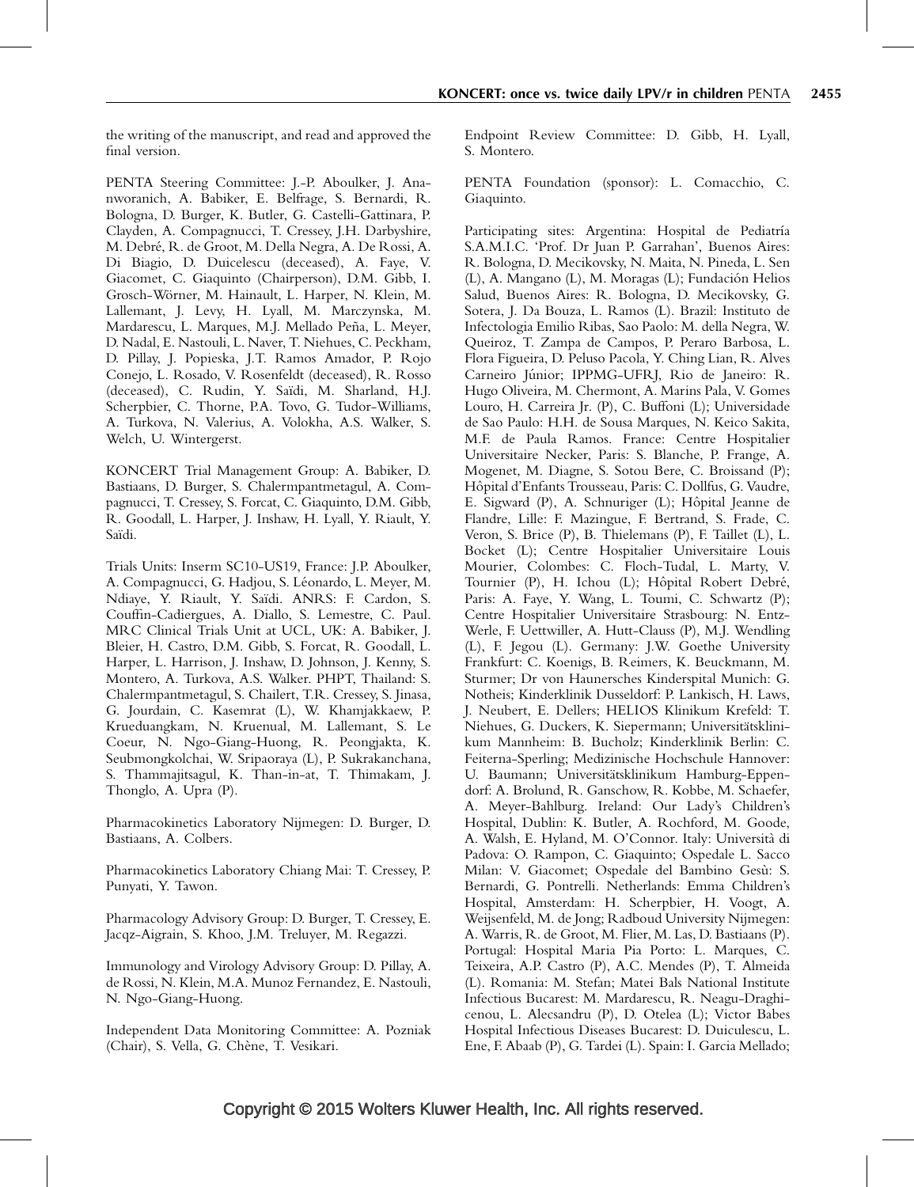the writing of the manuscript, and read and approved the final version.

PENTA Steering Committee: J.-P. Aboulker, J. Ananworanich, A. Babiker, E. Belfrage, S. Bernardi, R. Bologna, D. Burger, K. Butler, G. Castelli-Gattinara, P. Clayden, A. Compagnucci, T. Cressey, J.H. Darbyshire, M. Debré, R. de Groot, M. Della Negra, A. De Rossi, A. Di Biagio, D. Duicelescu (deceased), A. Faye, V. Giacomet, C. Giaquinto (Chairperson), D.M. Gibb, I. Grosch-Wörner, M. Hainault, L. Harper, N. Klein, M. Lallemant, J. Levy, H. Lyall, M. Marczynska, M. Mardarescu, L. Marques, M.J. Mellado Peña, L. Meyer, D. Nadal, E. Nastouli, L. Naver, T. Niehues, C. Peckham, D. Pillay, J. Popieska, J.T. Ramos Amador, P. Rojo Conejo, L. Rosado, V. Rosenfeldt (deceased), R. Rosso (deceased), C. Rudin, Y. Saïdi, M. Sharland, H.J. Scherpbier, C. Thorne, P.A. Tovo, G. Tudor-Williams, A. Turkova, N. Valerius, A. Volokha, A.S. Walker, S. Welch, U. Wintergerst.

KONCERT Trial Management Group: A. Babiker, D. Bastiaans, D. Burger, S. Chalermpantmetagul, A. Compagnucci, T. Cressey, S. Forcat, C. Giaquinto, D.M. Gibb, R. Goodall, L. Harper, J. Inshaw, H. Lyall, Y. Riault, Y. Saïdi.

Trials Units: Inserm SC10-US19, France: J.P. Aboulker, A. Compagnucci, G. Hadjou, S. Léonardo, L. Meyer, M. Ndiaye, Y. Riault, Y. Saïdi. ANRS: F. Cardon, S. Couffin-Cadiergues, A. Diallo, S. Lemestre, C. Paul. MRC Clinical Trials Unit at UCL, UK: A. Babiker, J. Bleier, H. Castro, D.M. Gibb, S. Forcat, R. Goodall, L. Harper, L. Harrison, J. Inshaw, D. Johnson, J. Kenny, S. Montero, A. Turkova, A.S. Walker. PHPT, Thailand: S. Chalermpantmetagul, S. Chailert, T.R. Cressey, S. Jinasa, G. Jourdain, C. Kasemrat (L), W. Khamjakkaew, P. Krueduangkam, N. Kruenual, M. Lallemant, S. Le Coeur, N. Ngo-Giang-Huong, R. Peongjakta, K. Seubmongkolchai, W. Sripaoraya (L), P. Sukrakanchana, S. Thammajitsagul, K. Than-in-at, T. Thimakam, J. Thonglo, A. Upra (P).

Pharmacokinetics Laboratory Nijmegen: D. Burger, D. Bastiaans, A. Colbers.

Pharmacokinetics Laboratory Chiang Mai: T. Cressey, P. Punyati, Y. Tawon.

Pharmacology Advisory Group: D. Burger, T. Cressey, E. Jacqz-Aigrain, S. Khoo, J.M. Treluyer, M. Regazzi.

Immunology and Virology Advisory Group: D. Pillay, A. de Rossi, N. Klein, M.A. Munoz Fernandez, E. Nastouli, N. Ngo-Giang-Huong.

Independent Data Monitoring Committee: A. Pozniak (Chair), S. Vella, G. Chène, T. Vesikari.

Endpoint Review Committee: D. Gibb, H. Lyall, S. Montero.

PENTA Foundation (sponsor): L. Comacchio, C. Giaquinto.

Participating sites: Argentina: Hospital de Pediatría S.A.M.I.C. 'Prof. Dr Juan P. Garrahan', Buenos Aires: R. Bologna, D. Mecikovsky, N. Maita, N. Pineda, L. Sen (L), A. Mangano (L), M. Moragas (L); Fundación Helios Salud, Buenos Aires: R. Bologna, D. Mecikovsky, G. Sotera, J. Da Bouza, L. Ramos (L). Brazil: Instituto de Infectologia Emilio Ribas, Sao Paolo: M. della Negra, W. Queiroz, T. Zampa de Campos, P. Peraro Barbosa, L. Flora Figueira, D. Peluso Pacola, Y. Ching Lian, R. Alves Carneiro Júnior; IPPMG-UFRJ, Rio de Janeiro: R. Hugo Oliveira, M. Chermont, A. Marins Pala, V. Gomes Louro, H. Carreira Jr. (P), C. Buffoni (L); Universidade de Sao Paulo: H.H. de Sousa Marques, N. Keico Sakita, M.F. de Paula Ramos. France: Centre Hospitalier Universitaire Necker, Paris: S. Blanche, P. Frange, A. Mogenet, M. Diagne, S. Sotou Bere, C. Broissand (P); Hôpital d'Enfants Trousseau, Paris: C. Dollfus, G. Vaudre, E. Sigward (P), A. Schnuriger (L); Hôpital Jeanne de Flandre, Lille: F. Mazingue, F. Bertrand, S. Frade, C. Veron, S. Brice (P), B. Thielemans (P), F. Taillet (L), L. Bocket (L); Centre Hospitalier Universitaire Louis Mourier, Colombes: C. Floch-Tudal, L. Marty, V. Tournier (P), H. Ichou (L); Hôpital Robert Debré, Paris: A. Faye, Y. Wang, L. Toumi, C. Schwartz (P); Centre Hospitalier Universitaire Strasbourg: N. Entz-Werle, F. Uettwiller, A. Hutt-Clauss (P), M.J. Wendling (L), F. Jegou (L). Germany: J.W. Goethe University Frankfurt: C. Koenigs, B. Reimers, K. Beuckmann, M. Sturmer; Dr von Haunersches Kinderspital Munich: G. Notheis; Kinderklinik Dusseldorf: P. Lankisch, H. Laws, J. Neubert, E. Dellers; HELIOS Klinikum Krefeld: T. Niehues, G. Duckers, K. Siepermann; Universitätsklinikum Mannheim: B. Bucholz; Kinderklinik Berlin: C. Feiterna-Sperling; Medizinische Hochschule Hannover: U. Baumann; Universitätsklinikum Hamburg-Eppendorf: A. Brolund, R. Ganschow, R. Kobbe, M. Schaefer, A. Meyer-Bahlburg. Ireland: Our Lady's Children's Hospital, Dublin: K. Butler, A. Rochford, M. Goode, A. Walsh, E. Hyland, M. O'Connor. Italy: Università di Padova: O. Rampon, C. Giaquinto; Ospedale L. Sacco Milan: V. Giacomet; Ospedale del Bambino Gesù: S. Bernardi, G. Pontrelli. Netherlands: Emma Children's Hospital, Amsterdam: H. Scherpbier, H. Voogt, A. Weijsenfeld, M. de Jong; Radboud University Nijmegen: A. Warris, R. de Groot, M. Flier, M. Las, D. Bastiaans (P). Portugal: Hospital Maria Pia Porto: L. Marques, C. Teixeira, A.P. Castro (P), A.C. Mendes (P), T. Almeida (L). Romania: M. Stefan; Matei Bals National Institute Infectious Bucarest: M. Mardarescu, R. Neagu-Draghicenou, L. Alecsandru (P), D. Otelea (L); Victor Babes Hospital Infectious Diseases Bucarest: D. Duiculescu, L. Ene, F. Abaab (P), G. Tardei (L). Spain: I. Garcia Mellado;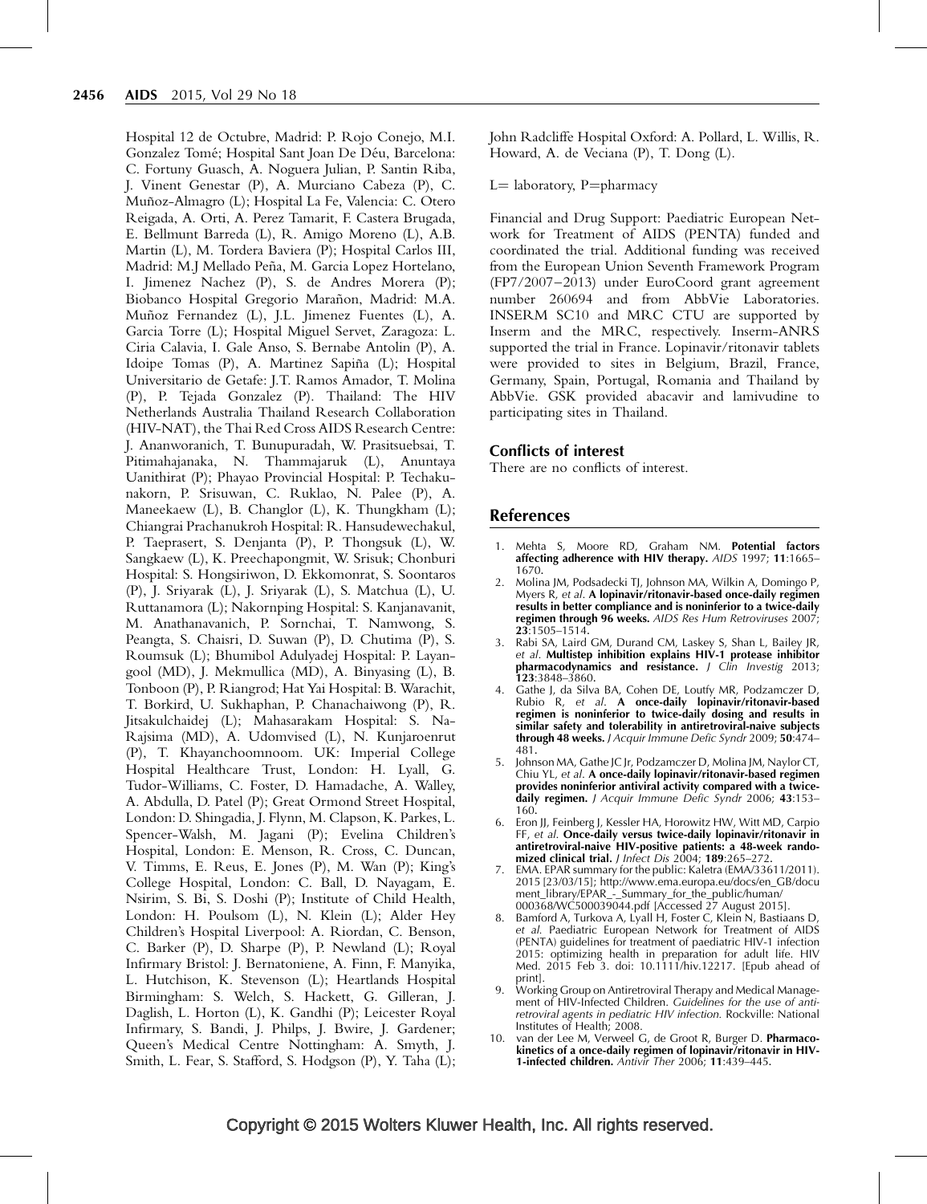Hospital 12 de Octubre, Madrid: P. Rojo Conejo, M.I. Gonzalez Tomé; Hospital Sant Joan De Déu, Barcelona: C. Fortuny Guasch, A. Noguera Julian, P. Santin Riba, J. Vinent Genestar (P), A. Murciano Cabeza (P), C. Muñoz-Almagro (L); Hospital La Fe, Valencia: C. Otero Reigada, A. Orti, A. Perez Tamarit, F. Castera Brugada, E. Bellmunt Barreda (L), R. Amigo Moreno (L), A.B. Martin (L), M. Tordera Baviera (P); Hospital Carlos III, Madrid: M.J Mellado Peña, M. Garcia Lopez Hortelano, I. Jimenez Nachez (P), S. de Andres Morera (P); Biobanco Hospital Gregorio Marañon, Madrid: M.A. Muñoz Fernandez (L), J.L. Jimenez Fuentes (L), A. Garcia Torre (L); Hospital Miguel Servet, Zaragoza: L. Ciria Calavia, I. Gale Anso, S. Bernabe Antolin (P), A. Idoipe Tomas (P), A. Martinez Sapiña (L); Hospital Universitario de Getafe: J.T. Ramos Amador, T. Molina (P), P. Tejada Gonzalez (P). Thailand: The HIV Netherlands Australia Thailand Research Collaboration (HIV-NAT), the Thai Red Cross AIDS Research Centre: J. Ananworanich, T. Bunupuradah, W. Prasitsuebsai, T. Pitimahajanaka, N. Thammajaruk (L), Anuntaya Uanithirat (P); Phayao Provincial Hospital: P. Techakunakorn, P. Srisuwan, C. Ruklao, N. Palee (P), A. Maneekaew (L), B. Changlor (L), K. Thungkham (L); Chiangrai Prachanukroh Hospital: R. Hansudewechakul, P. Taeprasert, S. Denjanta (P), P. Thongsuk (L), W. Sangkaew (L), K. Preechapongmit, W. Srisuk; Chonburi Hospital: S. Hongsiriwon, D. Ekkomonrat, S. Soontaros (P), J. Sriyarak (L), J. Sriyarak (L), S. Matchua (L), U. Ruttanamora (L); Nakornping Hospital: S. Kanjanavanit, M. Anathanavanich, P. Sornchai, T. Namwong, S. Peangta, S. Chaisri, D. Suwan (P), D. Chutima (P), S. Roumsuk (L); Bhumibol Adulyadej Hospital: P. Layangool (MD), J. Mekmullica (MD), A. Binyasing (L), B. Tonboon (P), P. Riangrod; Hat Yai Hospital: B. Warachit, T. Borkird, U. Sukhaphan, P. Chanachaiwong (P), R. Jitsakulchaidej (L); Mahasarakam Hospital: S. Na-Rajsima (MD), A. Udomvised (L), N. Kunjaroenrut (P), T. Khayanchoomnoom. UK: Imperial College Hospital Healthcare Trust, London: H. Lyall, G. Tudor-Williams, C. Foster, D. Hamadache, A. Walley, A. Abdulla, D. Patel (P); Great Ormond Street Hospital, London: D. Shingadia, J. Flynn, M. Clapson, K. Parkes, L. Spencer-Walsh, M. Jagani (P); Evelina Children's Hospital, London: E. Menson, R. Cross, C. Duncan, V. Timms, E. Reus, E. Jones (P), M. Wan (P); King's College Hospital, London: C. Ball, D. Nayagam, E. Nsirim, S. Bi, S. Doshi (P); Institute of Child Health, London: H. Poulsom (L), N. Klein (L); Alder Hey Children's Hospital Liverpool: A. Riordan, C. Benson, C. Barker (P), D. Sharpe (P), P. Newland (L); Royal Infirmary Bristol: J. Bernatoniene, A. Finn, F. Manyika, L. Hutchison, K. Stevenson (L); Heartlands Hospital Birmingham: S. Welch, S. Hackett, G. Gilleran, J. Daglish, L. Horton (L), K. Gandhi (P); Leicester Royal Infirmary, S. Bandi, J. Philps, J. Bwire, J. Gardener; Queen's Medical Centre Nottingham: A. Smyth, J. Smith, L. Fear, S. Stafford, S. Hodgson (P), Y. Taha (L); John Radcliffe Hospital Oxford: A. Pollard, L. Willis, R. Howard, A. de Veciana (P), T. Dong (L).

L= laboratory, P=pharmacy

Financial and Drug Support: Paediatric European Network for Treatment of AIDS (PENTA) funded and coordinated the trial. Additional funding was received from the European Union Seventh Framework Program (FP7/2007–2013) under EuroCoord grant agreement number 260694 and from AbbVie Laboratories. INSERM SC10 and MRC CTU are supported by Inserm and the MRC, respectively. Inserm-ANRS supported the trial in France. Lopinavir/ritonavir tablets were provided to sites in Belgium, Brazil, France, Germany, Spain, Portugal, Romania and Thailand by AbbVie. GSK provided abacavir and lamivudine to participating sites in Thailand.

### Conflicts of interest

There are no conflicts of interest.

## References

1. Mehta S, Moore RD, Graham NM. **Potential factors affecting adherence with HIV therapy.** *AIDS* 1997; **11**:1665–1670.
2. Molina JM, Podsadecki TJ, Johnson MA, Wilkin A, Domingo P, Myers R, *et al*. **A lopinavir/ritonavir-based once-daily regimen results in better compliance and is noninferior to a twice-daily regimen through 96 weeks.** *AIDS Res Hum Retroviruses* 2007; **23**:1505–1514.
3. Rabi SA, Laird GM, Durand CM, Laskey S, Shan L, Bailey JR, *et al*. **Multistep inhibition explains HIV-1 protease inhibitor pharmacodynamics and resistance.** *J Clin Investig* 2013; **123**:3848–3860.
4. Gathe J, da Silva BA, Cohen DE, Loutfy MR, Podzamczer D, Rubio R, *et al*. **A once-daily lopinavir/ritonavir-based regimen is noninferior to twice-daily dosing and results in similar safety and tolerability in antiretroviral-naive subjects through 48 weeks.** *J Acquir Immune Defic Syndr* 2009; **50**:474–481.
5. Johnson MA, Gathe JC Jr, Podzamczer D, Molina JM, Naylor CT, Chiu YL, *et al*. **A once-daily lopinavir/ritonavir-based regimen provides noninferior antiviral activity compared with a twice-daily regimen.** *J Acquir Immune Defic Syndr* 2006; **43**:153–160.
6. Eron JJ, Feinberg J, Kessler HA, Horowitz HW, Witt MD, Carpio FF, *et al*. **Once-daily versus twice-daily lopinavir/ritonavir in antiretroviral-naive HIV-positive patients: a 48-week randomized clinical trial.** *J Infect Dis* 2004; **189**:265–272.
7. EMA. EPAR summary for the public: Kaletra (EMA/33611/2011). 2015 [23/03/15]; http://www.ema.europa.eu/docs/en_GB/document_library/EPAR_-_Summary_for_the_public/human/000368/WC500039044.pdf [Accessed 27 August 2015].
8. Bamford A, Turkova A, Lyall H, Foster C, Klein N, Bastiaans D, *et al*. Paediatric European Network for Treatment of AIDS (PENTA) guidelines for treatment of paediatric HIV-1 infection 2015: optimizing health in preparation for adult life. HIV Med. 2015 Feb 3. doi: 10.1111/hiv.12217. [Epub ahead of print].
9. Working Group on Antiretroviral Therapy and Medical Management of HIV-Infected Children. *Guidelines for the use of antiretroviral agents in pediatric HIV infection.* Rockville: National Institutes of Health; 2008.
10. van der Lee M, Verweel G, de Groot R, Burger D. **Pharmacokinetics of a once-daily regimen of lopinavir/ritonavir in HIV-1-infected children.** *Antivir Ther* 2006; **11**:439–445.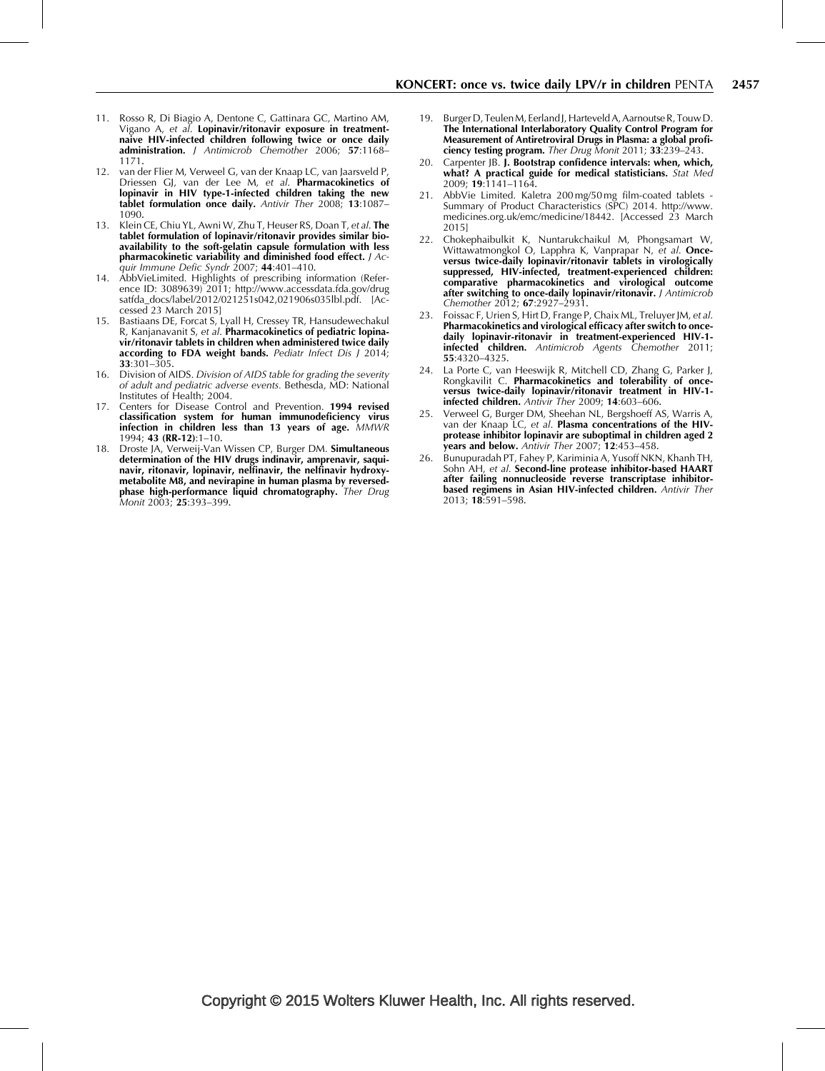11. Rosso R, Di Biagio A, Dentone C, Gattinara GC, Martino AM, Vigano A, *et al.* **Lopinavir/ritonavir exposure in treatment-naive HIV-infected children following twice or once daily administration.** *J Antimicrob Chemother* 2006; **57**:1168–1171.
12. van der Flier M, Verweel G, van der Knaap LC, van Jaarsveld P, Driessen GJ, van der Lee M, *et al.* **Pharmacokinetics of lopinavir in HIV type-1-infected children taking the new tablet formulation once daily.** *Antivir Ther* 2008; **13**:1087–1090.
13. Klein CE, Chiu YL, Awni W, Zhu T, Heuser RS, Doan T, *et al.* **The tablet formulation of lopinavir/ritonavir provides similar bioavailability to the soft-gelatin capsule formulation with less pharmacokinetic variability and diminished food effect.** *J Acquir Immune Defic Syndr* 2007; **44**:401–410.
14. AbbVieLimited. Highlights of prescribing information (Reference ID: 3089639) 2011; http://www.accessdata.fda.gov/drugsatfda_docs/label/2012/021251s042,021906s035lbl.pdf. [Accessed 23 March 2015]
15. Bastiaans DE, Forcat S, Lyall H, Cressey TR, Hansudewechakul R, Kanjanavanit S, *et al.* **Pharmacokinetics of pediatric lopinavir/ritonavir tablets in children when administered twice daily according to FDA weight bands.** *Pediatr Infect Dis J* 2014; **33**:301–305.
16. Division of AIDS. *Division of AIDS table for grading the severity of adult and pediatric adverse events.* Bethesda, MD: National Institutes of Health; 2004.
17. Centers for Disease Control and Prevention. **1994 revised classification system for human immunodeficiency virus infection in children less than 13 years of age.** *MMWR* 1994; **43 (RR-12)**:1–10.
18. Droste JA, Verweij-Van Wissen CP, Burger DM. **Simultaneous determination of the HIV drugs indinavir, amprenavir, saquinavir, ritonavir, lopinavir, nelfinavir, the nelfinavir hydroxymetabolite M8, and nevirapine in human plasma by reversed-phase high-performance liquid chromatography.** *Ther Drug Monit* 2003; **25**:393–399.
19. Burger D, Teulen M, Eerland J, Harteveld A, Aarnoutse R, Touw D. **The International Interlaboratory Quality Control Program for Measurement of Antiretroviral Drugs in Plasma: a global proficiency testing program.** *Ther Drug Monit* 2011; **33**:239–243.
20. Carpenter JB. **J. Bootstrap confidence intervals: when, which, what? A practical guide for medical statisticians.** *Stat Med* 2009; **19**:1141–1164.
21. AbbVie Limited. Kaletra 200 mg/50 mg film-coated tablets - Summary of Product Characteristics (SPC) 2014. http://www.medicines.org.uk/emc/medicine/18442. [Accessed 23 March 2015]
22. Chokephaibulkit K, Nuntarukchaikul M, Phongsamart W, Wittawatmongkol O, Lapphra K, Vanprapar N, *et al.* **Once-versus twice-daily lopinavir/ritonavir tablets in virologically suppressed, HIV-infected, treatment-experienced children: comparative pharmacokinetics and virological outcome after switching to once-daily lopinavir/ritonavir.** *J Antimicrob Chemother* 2012; **67**:2927–2931.
23. Foissac F, Urien S, Hirt D, Frange P, Chaix ML, Treluyer JM, *et al.* **Pharmacokinetics and virological efficacy after switch to once-daily lopinavir-ritonavir in treatment-experienced HIV-1-infected children.** *Antimicrob Agents Chemother* 2011; **55**:4320–4325.
24. La Porte C, van Heeswijk R, Mitchell CD, Zhang G, Parker J, Rongkavilit C. **Pharmacokinetics and tolerability of once-versus twice-daily lopinavir/ritonavir treatment in HIV-1-infected children.** *Antivir Ther* 2009; **14**:603–606.
25. Verweel G, Burger DM, Sheehan NL, Bergshoeff AS, Warris A, van der Knaap LC, *et al.* **Plasma concentrations of the HIV-protease inhibitor lopinavir are suboptimal in children aged 2 years and below.** *Antivir Ther* 2007; **12**:453–458.
26. Bunupuradah PT, Fahey P, Kariminia A, Yusoff NKN, Khanh TH, Sohn AH, *et al.* **Second-line protease inhibitor-based HAART after failing nonnucleoside reverse transcriptase inhibitor-based regimens in Asian HIV-infected children.** *Antivir Ther* 2013; **18**:591–598.